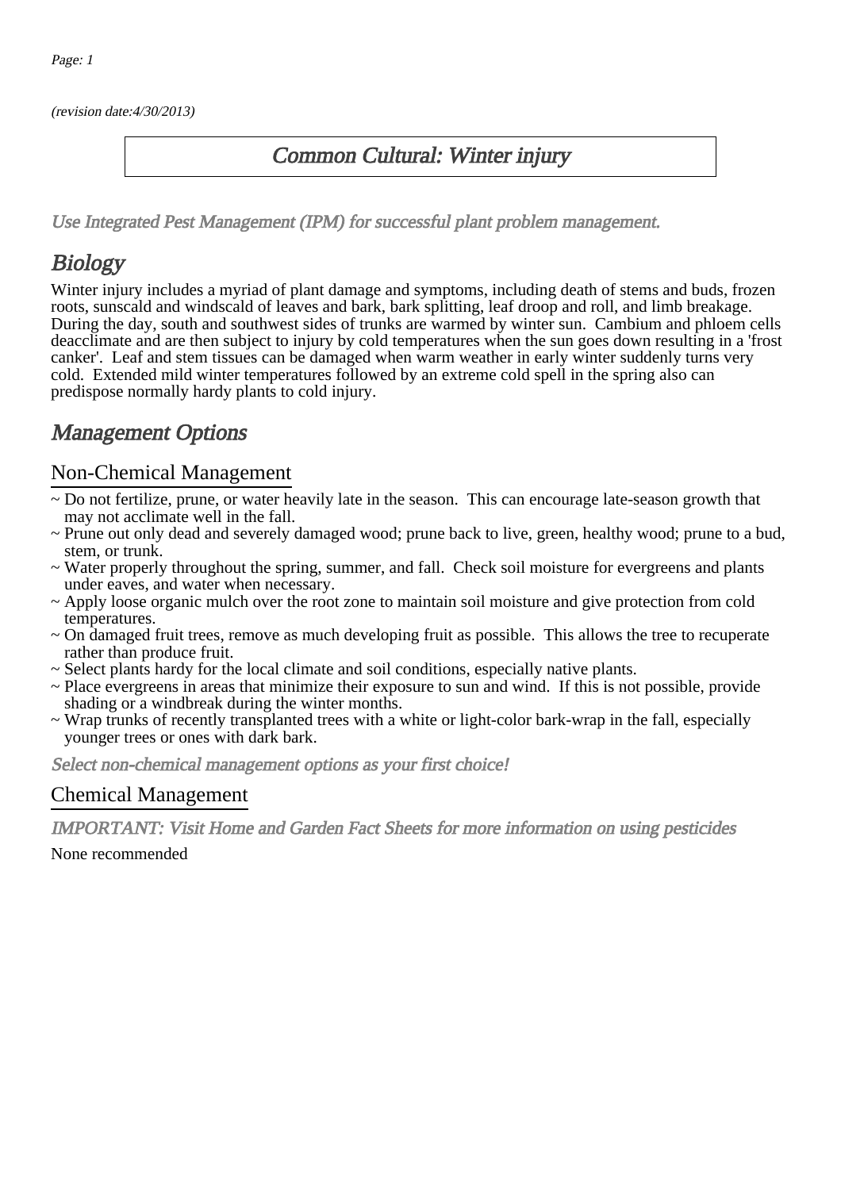*(revision date:4/30/2013)*

# Common Cultural: Winter injury

*Use Integrated Pest Management (IPM) for successful plant problem management.*

## Biology

Winter injury includes a myriad of plant damage and symptoms, including death of stems and buds, frozen roots, sunscald and windscald of leaves and bark, bark splitting, leaf droop and roll, and limb breakage. During the day, south and southwest sides of trunks are warmed by winter sun. Cambium and phloem cells deacclimate and are then subject to injury by cold temperatures when the sun goes down resulting in a 'frost canker'. Leaf and stem tissues can be damaged when warm weather in early winter suddenly turns very cold. Extended mild winter temperatures followed by an extreme cold spell in the spring also can predispose normally hardy plants to cold injury.

## Management Options

### Non-Chemical Management

~ Do not fertilize, prune, or water heavily late in the season. This can encourage late-season growth that may not acclimate well in the fall.
~ Prune out only dead and severely damaged wood; prune back to live, green, healthy wood; prune to a bud, stem, or trunk.
~ Water properly throughout the spring, summer, and fall. Check soil moisture for evergreens and plants under eaves, and water when necessary.
~ Apply loose organic mulch over the root zone to maintain soil moisture and give protection from cold temperatures.
~ On damaged fruit trees, remove as much developing fruit as possible. This allows the tree to recuperate rather than produce fruit.
~ Select plants hardy for the local climate and soil conditions, especially native plants.
~ Place evergreens in areas that minimize their exposure to sun and wind. If this is not possible, provide shading or a windbreak during the winter months.
~ Wrap trunks of recently transplanted trees with a white or light-color bark-wrap in the fall, especially younger trees or ones with dark bark.

*Select non-chemical management options as your first choice!*

### Chemical Management

*IMPORTANT: Visit Home and Garden Fact Sheets for more information on using pesticides*

None recommended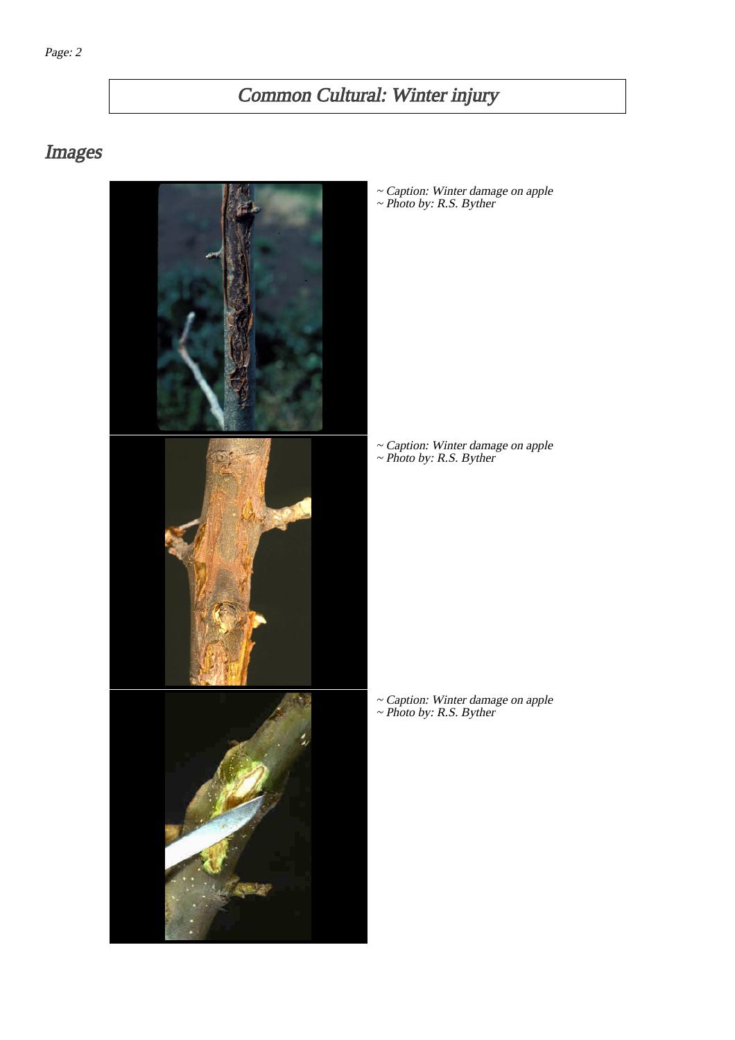# Common Cultural: Winter injury

## Images

~ Caption: Winter damage on apple
~ Photo by: R.S. Byther

~ Caption: Winter damage on apple
~ Photo by: R.S. Byther

~ Caption: Winter damage on apple
~ Photo by: R.S. Byther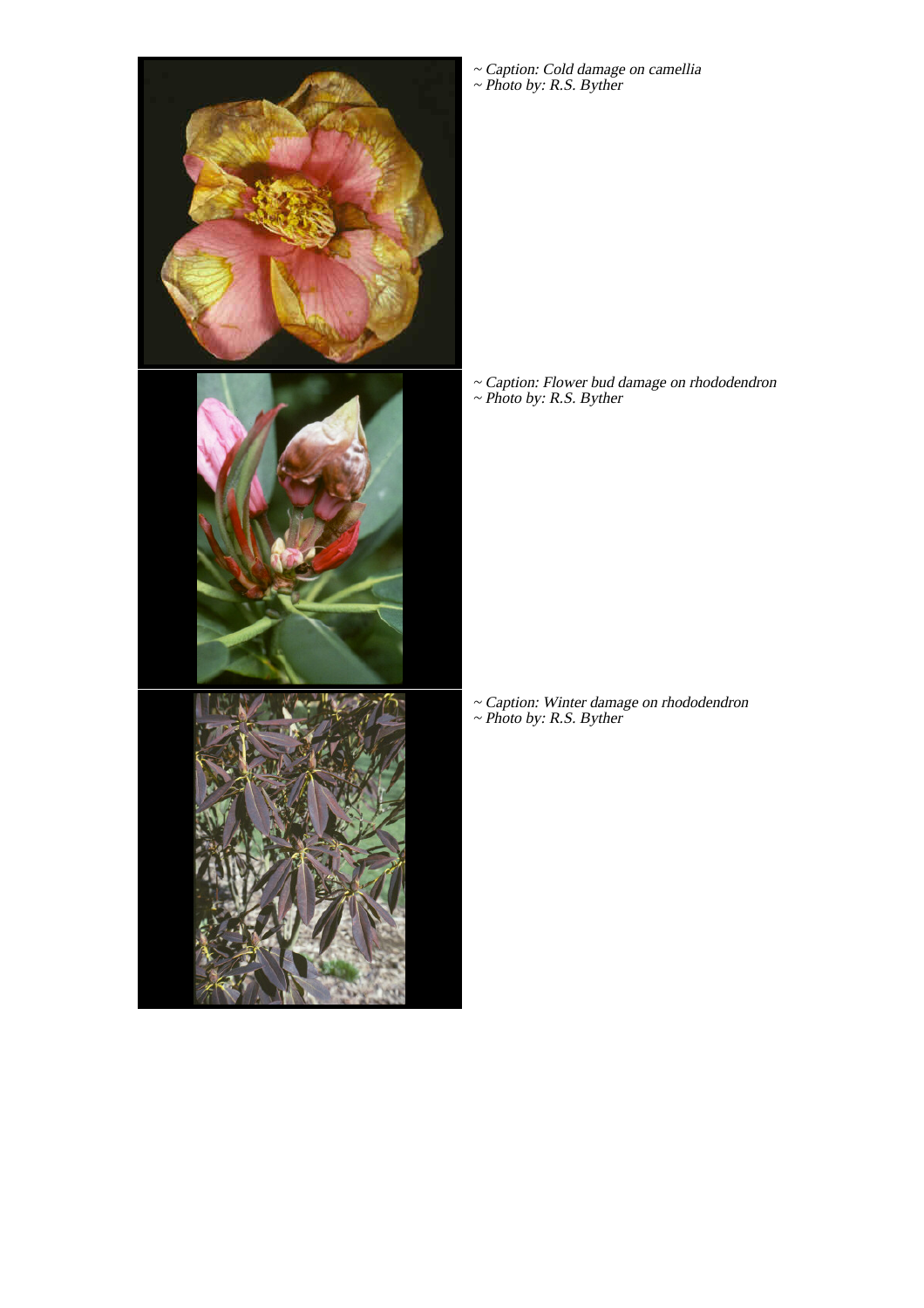~ *Caption: Cold damage on camellia*
~ *Photo by: R.S. Byther*

~ *Caption: Flower bud damage on rhododendron*
~ *Photo by: R.S. Byther*

~ *Caption: Winter damage on rhododendron*
~ *Photo by: R.S. Byther*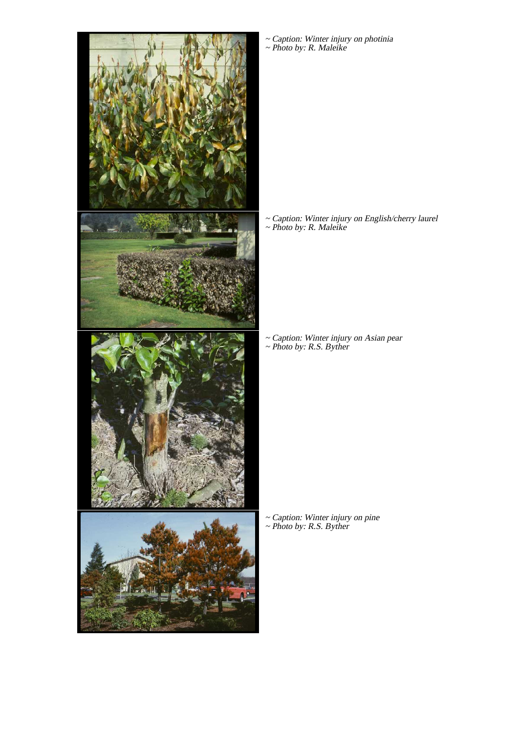~ *Caption: Winter injury on photinia*
~ *Photo by: R. Maleike*

~ *Caption: Winter injury on English/cherry laurel*
~ *Photo by: R. Maleike*

~ *Caption: Winter injury on Asian pear*
~ *Photo by: R.S. Byther*

~ *Caption: Winter injury on pine*
~ *Photo by: R.S. Byther*